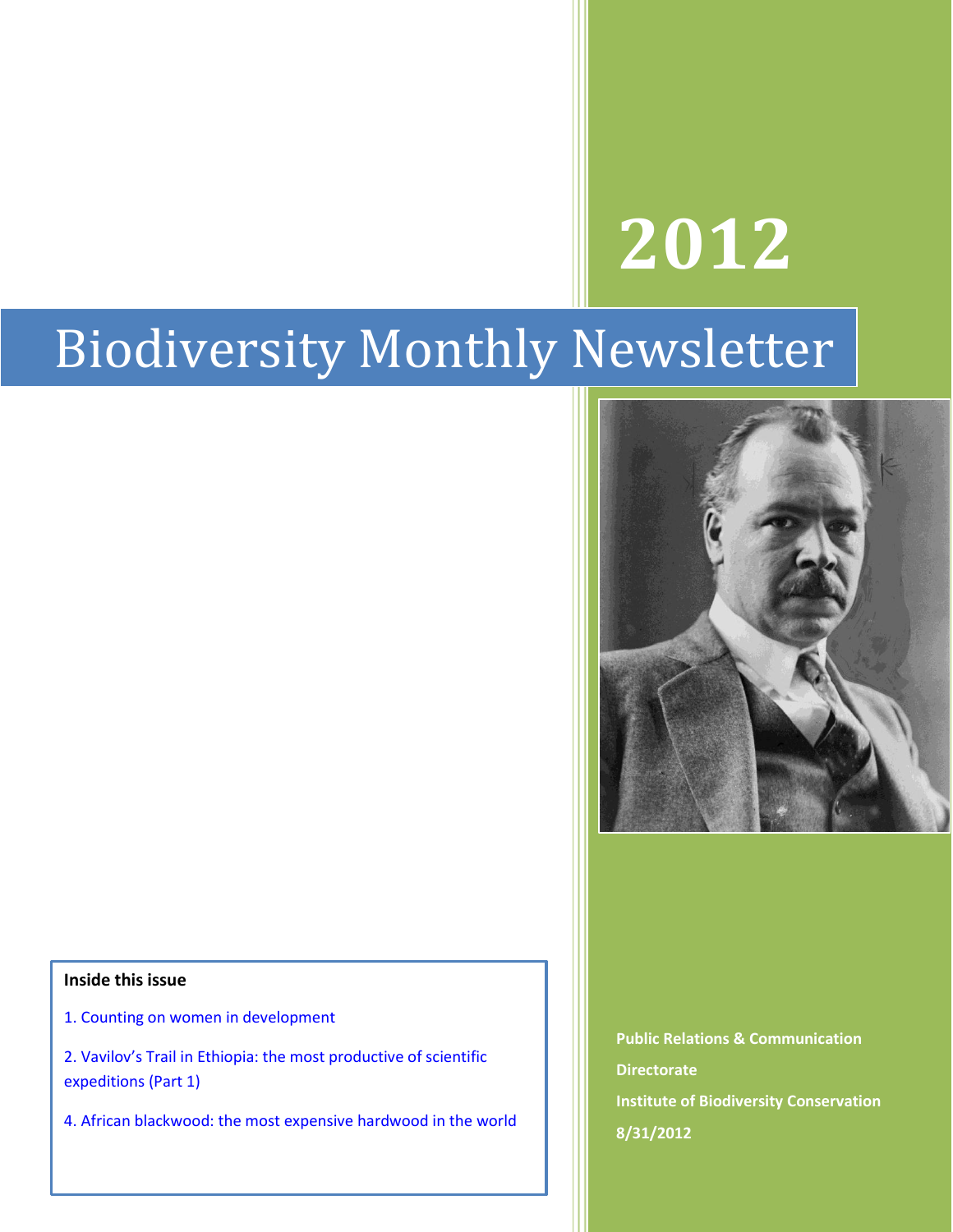# 2012

# Biodiversity Monthly Newsletter

**Inside this issue**

1. Counting on women in development

2. Vavilov's Trail in Ethiopia: the most productive of scientific expeditions (Part 1)

4. African blackwood: the most expensive hardwood in the world

**Public Relations & Communication Directorate**

**Institute of Biodiversity Conservation**

**8/31/2012**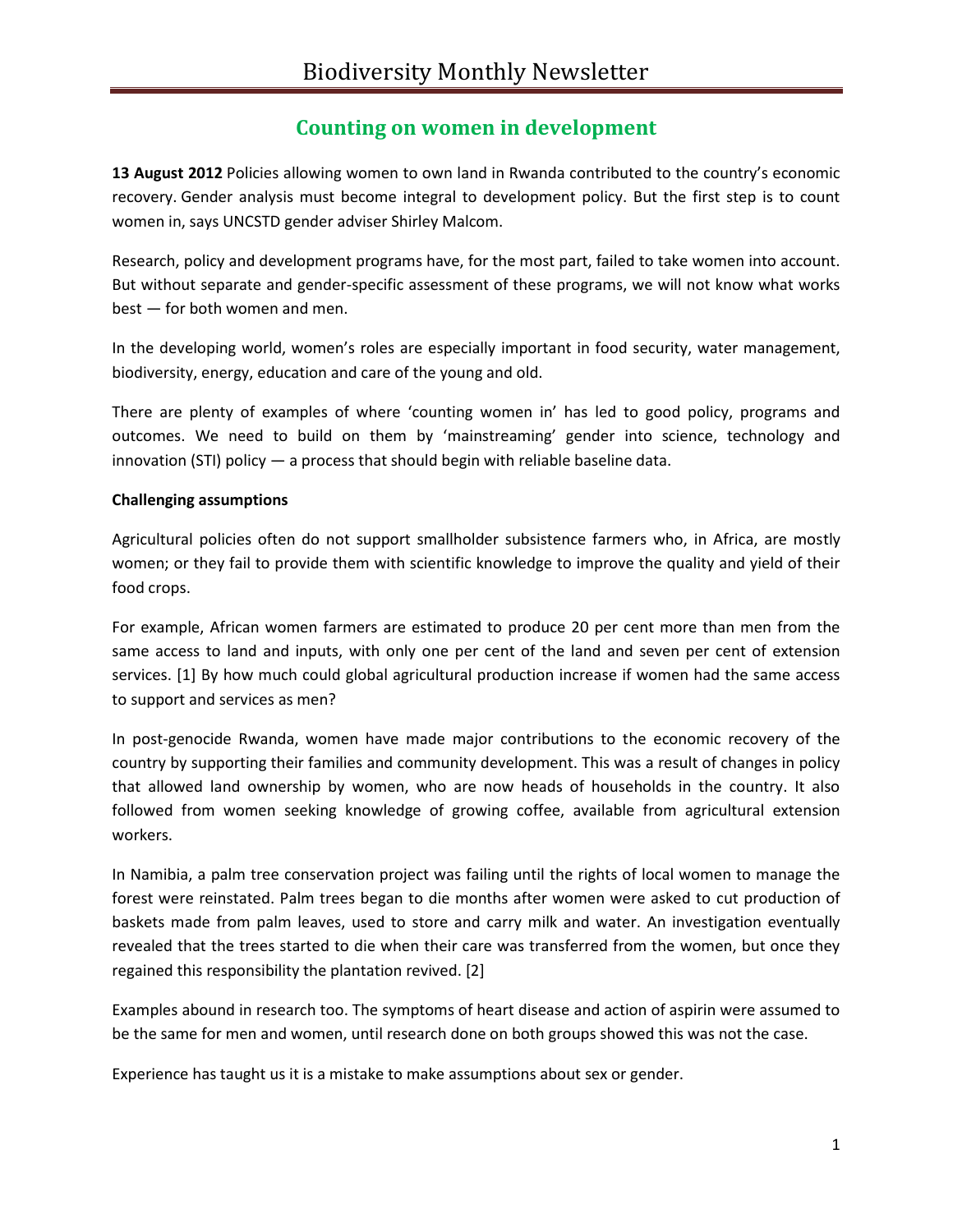# Counting on women in development

**13 August 2012** Policies allowing women to own land in Rwanda contributed to the country's economic recovery. Gender analysis must become integral to development policy. But the first step is to count women in, says UNCSTD gender adviser Shirley Malcom.

Research, policy and development programs have, for the most part, failed to take women into account. But without separate and gender-specific assessment of these programs, we will not know what works best — for both women and men.

In the developing world, women's roles are especially important in food security, water management, biodiversity, energy, education and care of the young and old.

There are plenty of examples of where 'counting women in' has led to good policy, programs and outcomes. We need to build on them by 'mainstreaming' gender into science, technology and innovation (STI) policy — a process that should begin with reliable baseline data.

**Challenging assumptions**

Agricultural policies often do not support smallholder subsistence farmers who, in Africa, are mostly women; or they fail to provide them with scientific knowledge to improve the quality and yield of their food crops.

For example, African women farmers are estimated to produce 20 per cent more than men from the same access to land and inputs, with only one per cent of the land and seven per cent of extension services. [1] By how much could global agricultural production increase if women had the same access to support and services as men?

In post-genocide Rwanda, women have made major contributions to the economic recovery of the country by supporting their families and community development. This was a result of changes in policy that allowed land ownership by women, who are now heads of households in the country. It also followed from women seeking knowledge of growing coffee, available from agricultural extension workers.

In Namibia, a palm tree conservation project was failing until the rights of local women to manage the forest were reinstated. Palm trees began to die months after women were asked to cut production of baskets made from palm leaves, used to store and carry milk and water. An investigation eventually revealed that the trees started to die when their care was transferred from the women, but once they regained this responsibility the plantation revived. [2]

Examples abound in research too. The symptoms of heart disease and action of aspirin were assumed to be the same for men and women, until research done on both groups showed this was not the case.

Experience has taught us it is a mistake to make assumptions about sex or gender.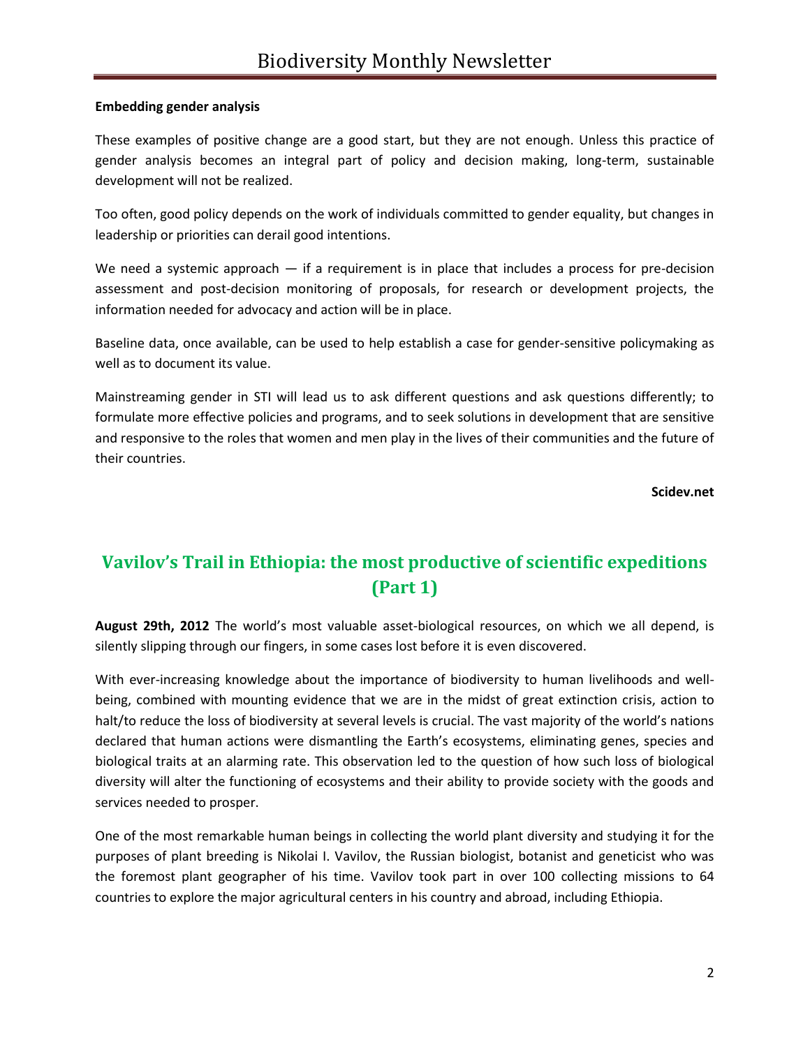**Embedding gender analysis**

These examples of positive change are a good start, but they are not enough. Unless this practice of gender analysis becomes an integral part of policy and decision making, long-term, sustainable development will not be realized.

Too often, good policy depends on the work of individuals committed to gender equality, but changes in leadership or priorities can derail good intentions.

We need a systemic approach — if a requirement is in place that includes a process for pre-decision assessment and post-decision monitoring of proposals, for research or development projects, the information needed for advocacy and action will be in place.

Baseline data, once available, can be used to help establish a case for gender-sensitive policymaking as well as to document its value.

Mainstreaming gender in STI will lead us to ask different questions and ask questions differently; to formulate more effective policies and programs, and to seek solutions in development that are sensitive and responsive to the roles that women and men play in the lives of their communities and the future of their countries.

**Scidev.net**

## Vavilov's Trail in Ethiopia: the most productive of scientific expeditions (Part 1)

**August 29th, 2012** The world's most valuable asset-biological resources, on which we all depend, is silently slipping through our fingers, in some cases lost before it is even discovered.

With ever-increasing knowledge about the importance of biodiversity to human livelihoods and well-being, combined with mounting evidence that we are in the midst of great extinction crisis, action to halt/to reduce the loss of biodiversity at several levels is crucial. The vast majority of the world's nations declared that human actions were dismantling the Earth's ecosystems, eliminating genes, species and biological traits at an alarming rate. This observation led to the question of how such loss of biological diversity will alter the functioning of ecosystems and their ability to provide society with the goods and services needed to prosper.

One of the most remarkable human beings in collecting the world plant diversity and studying it for the purposes of plant breeding is Nikolai I. Vavilov, the Russian biologist, botanist and geneticist who was the foremost plant geographer of his time. Vavilov took part in over 100 collecting missions to 64 countries to explore the major agricultural centers in his country and abroad, including Ethiopia.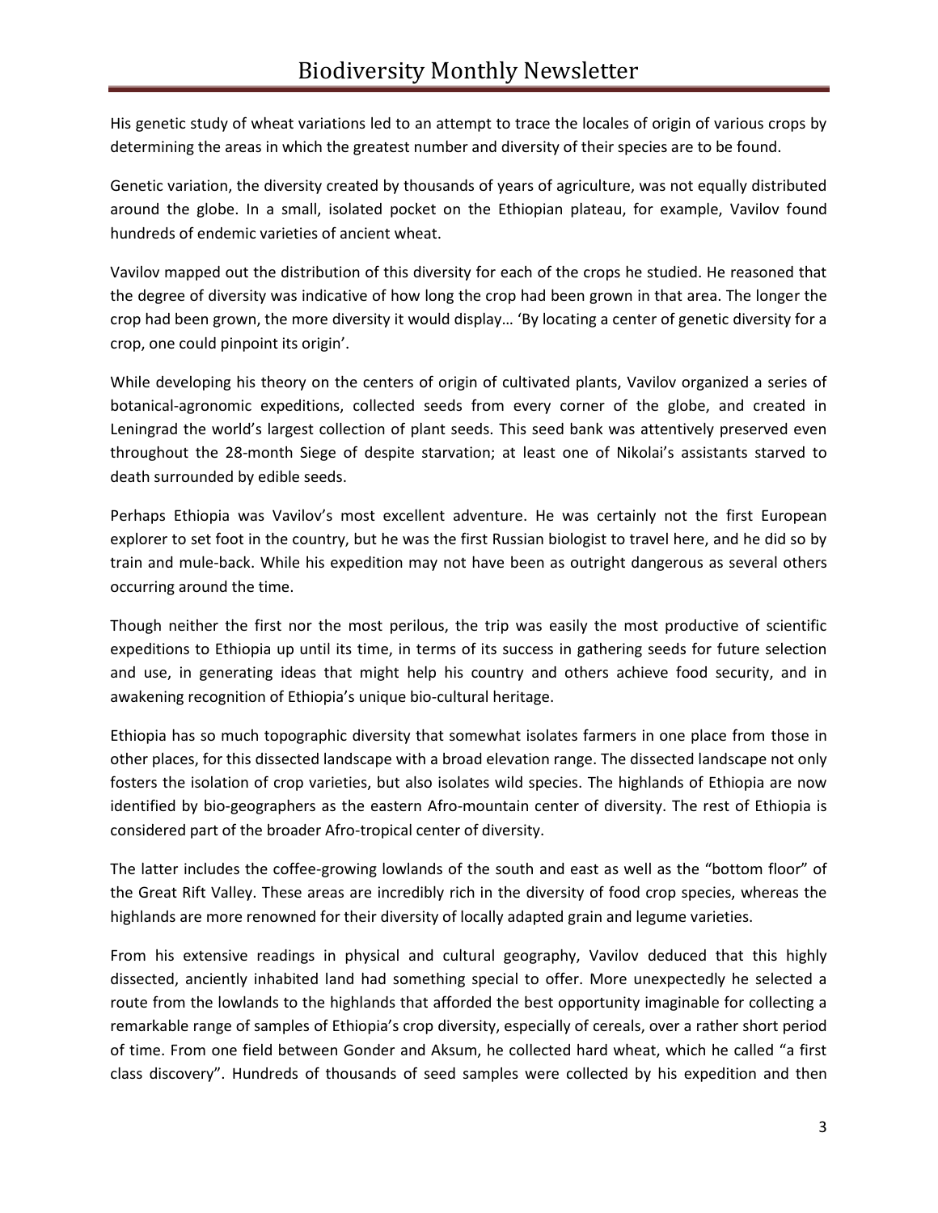His genetic study of wheat variations led to an attempt to trace the locales of origin of various crops by determining the areas in which the greatest number and diversity of their species are to be found.

Genetic variation, the diversity created by thousands of years of agriculture, was not equally distributed around the globe. In a small, isolated pocket on the Ethiopian plateau, for example, Vavilov found hundreds of endemic varieties of ancient wheat.

Vavilov mapped out the distribution of this diversity for each of the crops he studied. He reasoned that the degree of diversity was indicative of how long the crop had been grown in that area. The longer the crop had been grown, the more diversity it would display… 'By locating a center of genetic diversity for a crop, one could pinpoint its origin'.

While developing his theory on the centers of origin of cultivated plants, Vavilov organized a series of botanical-agronomic expeditions, collected seeds from every corner of the globe, and created in Leningrad the world's largest collection of plant seeds. This seed bank was attentively preserved even throughout the 28-month Siege of despite starvation; at least one of Nikolai's assistants starved to death surrounded by edible seeds.

Perhaps Ethiopia was Vavilov's most excellent adventure. He was certainly not the first European explorer to set foot in the country, but he was the first Russian biologist to travel here, and he did so by train and mule-back. While his expedition may not have been as outright dangerous as several others occurring around the time.

Though neither the first nor the most perilous, the trip was easily the most productive of scientific expeditions to Ethiopia up until its time, in terms of its success in gathering seeds for future selection and use, in generating ideas that might help his country and others achieve food security, and in awakening recognition of Ethiopia's unique bio-cultural heritage.

Ethiopia has so much topographic diversity that somewhat isolates farmers in one place from those in other places, for this dissected landscape with a broad elevation range. The dissected landscape not only fosters the isolation of crop varieties, but also isolates wild species. The highlands of Ethiopia are now identified by bio-geographers as the eastern Afro-mountain center of diversity. The rest of Ethiopia is considered part of the broader Afro-tropical center of diversity.

The latter includes the coffee-growing lowlands of the south and east as well as the "bottom floor" of the Great Rift Valley. These areas are incredibly rich in the diversity of food crop species, whereas the highlands are more renowned for their diversity of locally adapted grain and legume varieties.

From his extensive readings in physical and cultural geography, Vavilov deduced that this highly dissected, anciently inhabited land had something special to offer. More unexpectedly he selected a route from the lowlands to the highlands that afforded the best opportunity imaginable for collecting a remarkable range of samples of Ethiopia's crop diversity, especially of cereals, over a rather short period of time. From one field between Gonder and Aksum, he collected hard wheat, which he called "a first class discovery". Hundreds of thousands of seed samples were collected by his expedition and then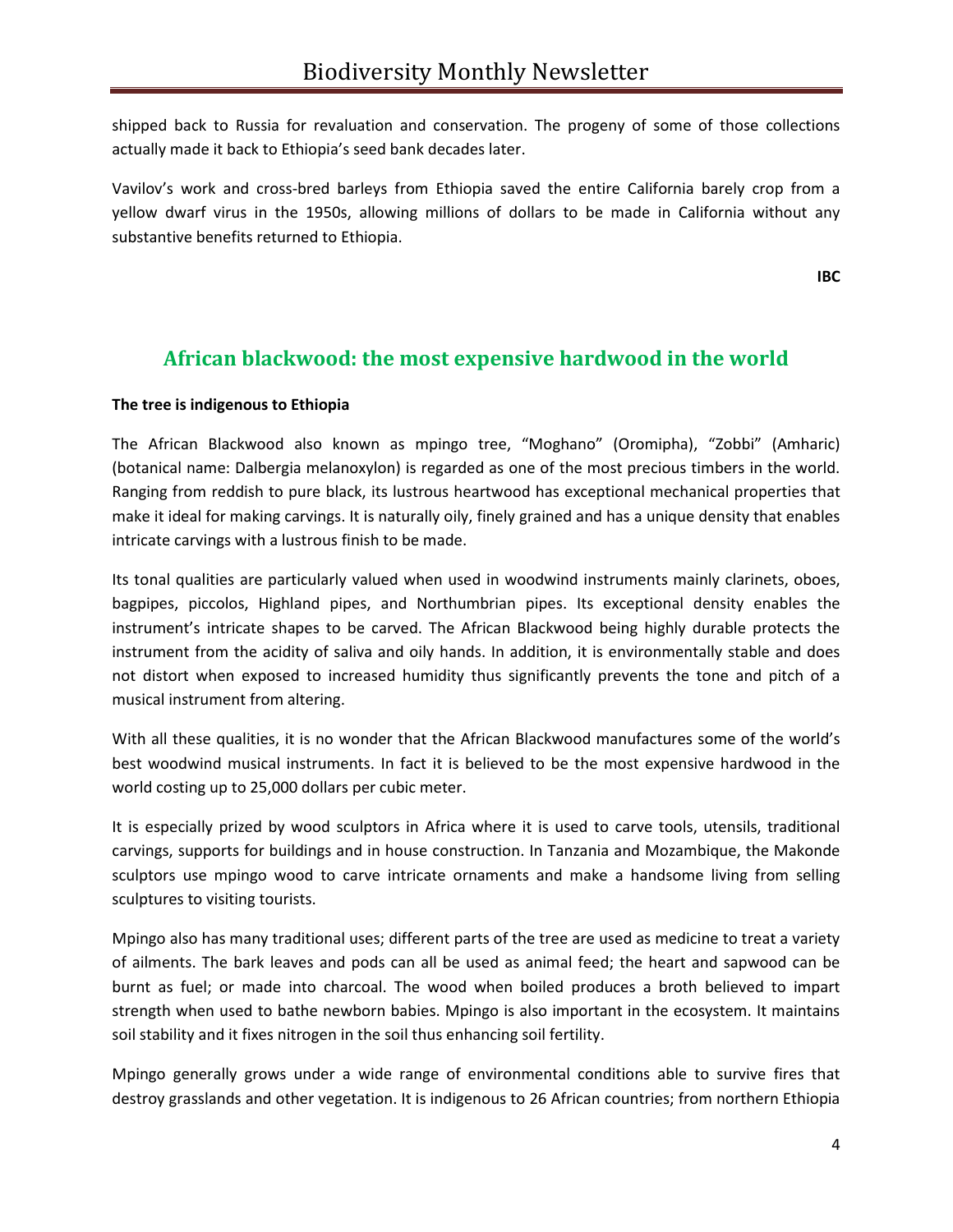shipped back to Russia for revaluation and conservation. The progeny of some of those collections actually made it back to Ethiopia's seed bank decades later.

Vavilov's work and cross-bred barleys from Ethiopia saved the entire California barely crop from a yellow dwarf virus in the 1950s, allowing millions of dollars to be made in California without any substantive benefits returned to Ethiopia.

**IBC**

## African blackwood: the most expensive hardwood in the world

**The tree is indigenous to Ethiopia**

The African Blackwood also known as mpingo tree, "Moghano" (Oromipha), "Zobbi" (Amharic) (botanical name: Dalbergia melanoxylon) is regarded as one of the most precious timbers in the world. Ranging from reddish to pure black, its lustrous heartwood has exceptional mechanical properties that make it ideal for making carvings. It is naturally oily, finely grained and has a unique density that enables intricate carvings with a lustrous finish to be made.

Its tonal qualities are particularly valued when used in woodwind instruments mainly clarinets, oboes, bagpipes, piccolos, Highland pipes, and Northumbrian pipes. Its exceptional density enables the instrument's intricate shapes to be carved. The African Blackwood being highly durable protects the instrument from the acidity of saliva and oily hands. In addition, it is environmentally stable and does not distort when exposed to increased humidity thus significantly prevents the tone and pitch of a musical instrument from altering.

With all these qualities, it is no wonder that the African Blackwood manufactures some of the world's best woodwind musical instruments. In fact it is believed to be the most expensive hardwood in the world costing up to 25,000 dollars per cubic meter.

It is especially prized by wood sculptors in Africa where it is used to carve tools, utensils, traditional carvings, supports for buildings and in house construction. In Tanzania and Mozambique, the Makonde sculptors use mpingo wood to carve intricate ornaments and make a handsome living from selling sculptures to visiting tourists.

Mpingo also has many traditional uses; different parts of the tree are used as medicine to treat a variety of ailments. The bark leaves and pods can all be used as animal feed; the heart and sapwood can be burnt as fuel; or made into charcoal. The wood when boiled produces a broth believed to impart strength when used to bathe newborn babies. Mpingo is also important in the ecosystem. It maintains soil stability and it fixes nitrogen in the soil thus enhancing soil fertility.

Mpingo generally grows under a wide range of environmental conditions able to survive fires that destroy grasslands and other vegetation. It is indigenous to 26 African countries; from northern Ethiopia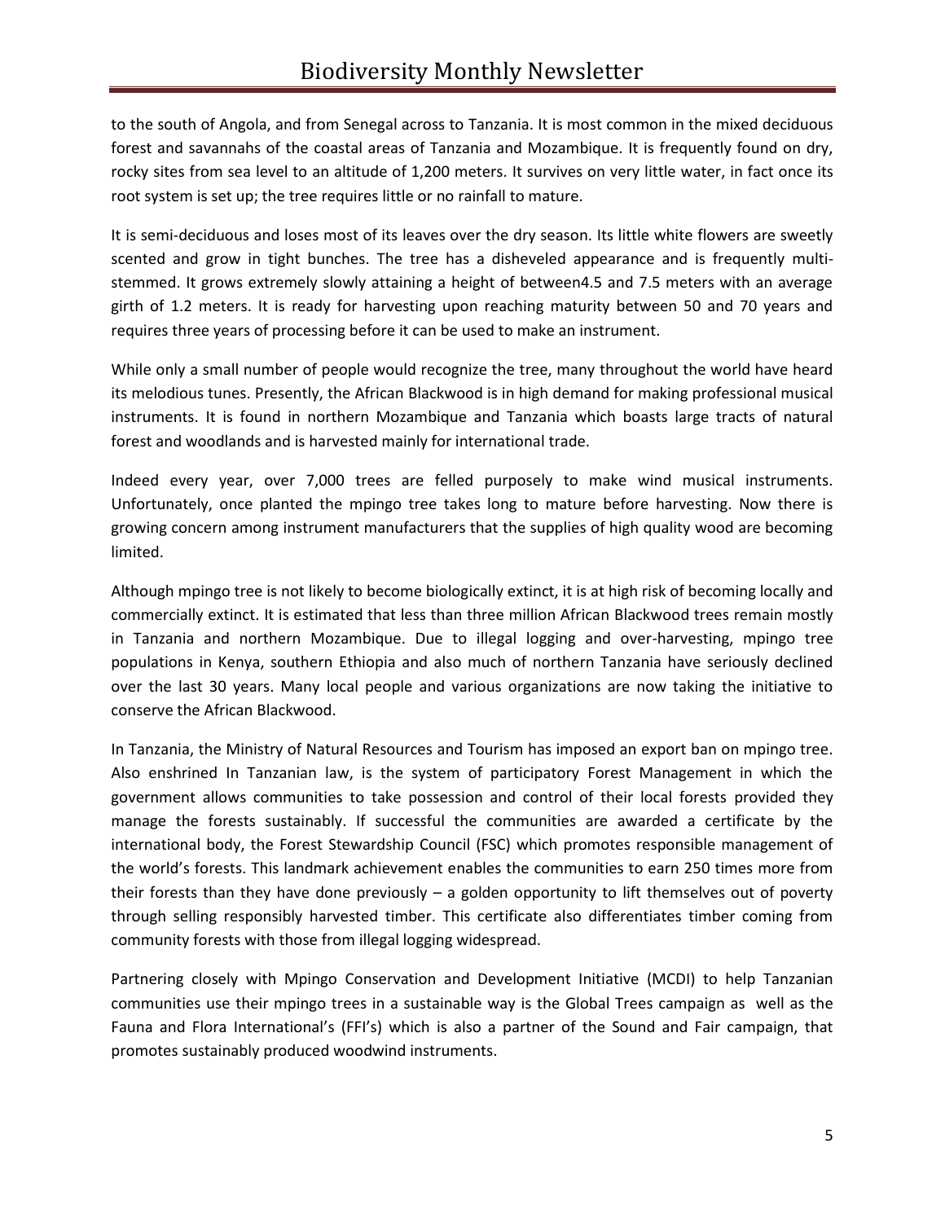to the south of Angola, and from Senegal across to Tanzania. It is most common in the mixed deciduous forest and savannahs of the coastal areas of Tanzania and Mozambique. It is frequently found on dry, rocky sites from sea level to an altitude of 1,200 meters. It survives on very little water, in fact once its root system is set up; the tree requires little or no rainfall to mature.

It is semi-deciduous and loses most of its leaves over the dry season. Its little white flowers are sweetly scented and grow in tight bunches. The tree has a disheveled appearance and is frequently multi-stemmed. It grows extremely slowly attaining a height of between4.5 and 7.5 meters with an average girth of 1.2 meters. It is ready for harvesting upon reaching maturity between 50 and 70 years and requires three years of processing before it can be used to make an instrument.

While only a small number of people would recognize the tree, many throughout the world have heard its melodious tunes. Presently, the African Blackwood is in high demand for making professional musical instruments. It is found in northern Mozambique and Tanzania which boasts large tracts of natural forest and woodlands and is harvested mainly for international trade.

Indeed every year, over 7,000 trees are felled purposely to make wind musical instruments. Unfortunately, once planted the mpingo tree takes long to mature before harvesting. Now there is growing concern among instrument manufacturers that the supplies of high quality wood are becoming limited.

Although mpingo tree is not likely to become biologically extinct, it is at high risk of becoming locally and commercially extinct. It is estimated that less than three million African Blackwood trees remain mostly in Tanzania and northern Mozambique. Due to illegal logging and over-harvesting, mpingo tree populations in Kenya, southern Ethiopia and also much of northern Tanzania have seriously declined over the last 30 years. Many local people and various organizations are now taking the initiative to conserve the African Blackwood.

In Tanzania, the Ministry of Natural Resources and Tourism has imposed an export ban on mpingo tree. Also enshrined In Tanzanian law, is the system of participatory Forest Management in which the government allows communities to take possession and control of their local forests provided they manage the forests sustainably. If successful the communities are awarded a certificate by the international body, the Forest Stewardship Council (FSC) which promotes responsible management of the world's forests. This landmark achievement enables the communities to earn 250 times more from their forests than they have done previously – a golden opportunity to lift themselves out of poverty through selling responsibly harvested timber. This certificate also differentiates timber coming from community forests with those from illegal logging widespread.

Partnering closely with Mpingo Conservation and Development Initiative (MCDI) to help Tanzanian communities use their mpingo trees in a sustainable way is the Global Trees campaign as well as the Fauna and Flora International's (FFI's) which is also a partner of the Sound and Fair campaign, that promotes sustainably produced woodwind instruments.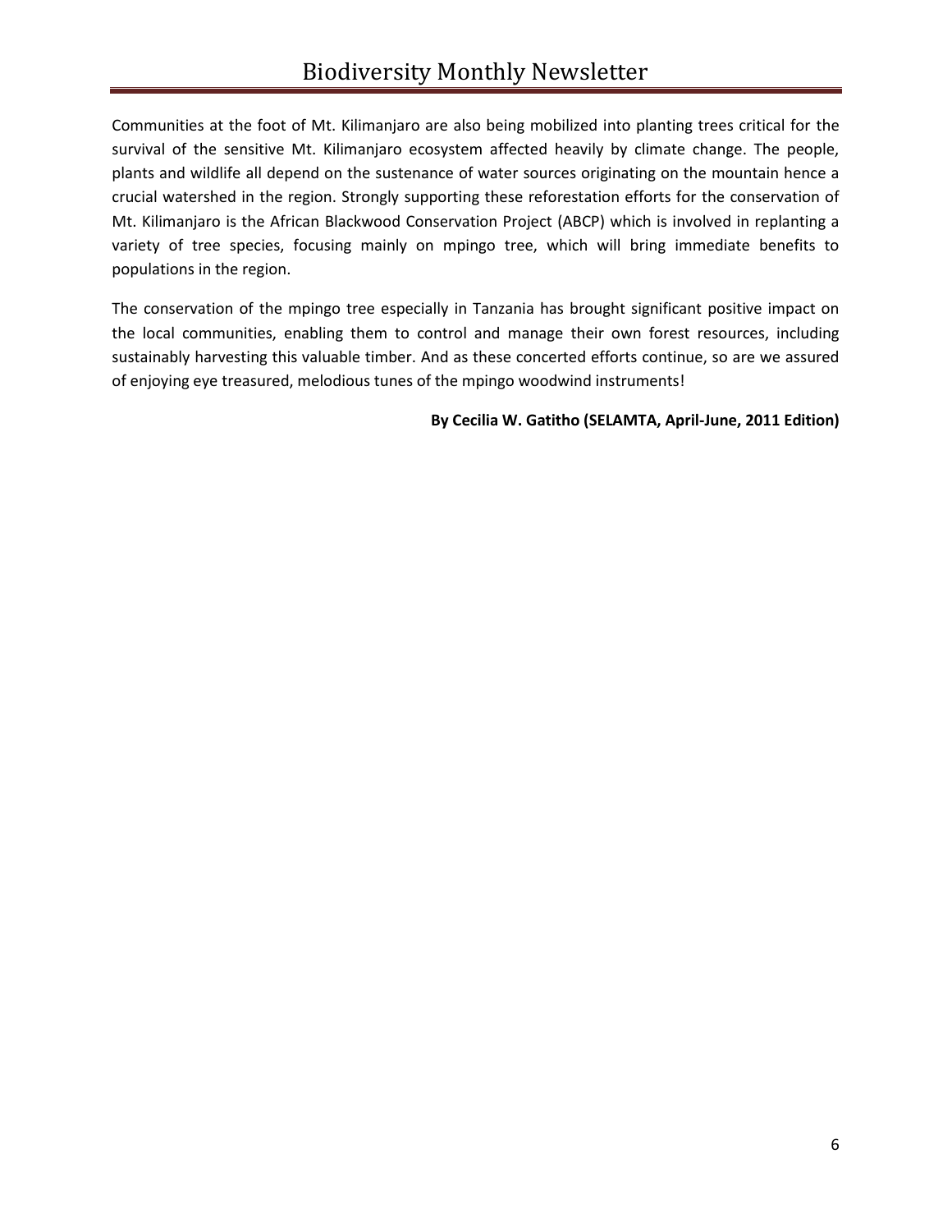Communities at the foot of Mt. Kilimanjaro are also being mobilized into planting trees critical for the survival of the sensitive Mt. Kilimanjaro ecosystem affected heavily by climate change. The people, plants and wildlife all depend on the sustenance of water sources originating on the mountain hence a crucial watershed in the region. Strongly supporting these reforestation efforts for the conservation of Mt. Kilimanjaro is the African Blackwood Conservation Project (ABCP) which is involved in replanting a variety of tree species, focusing mainly on mpingo tree, which will bring immediate benefits to populations in the region.

The conservation of the mpingo tree especially in Tanzania has brought significant positive impact on the local communities, enabling them to control and manage their own forest resources, including sustainably harvesting this valuable timber. And as these concerted efforts continue, so are we assured of enjoying eye treasured, melodious tunes of the mpingo woodwind instruments!

**By Cecilia W. Gatitho (SELAMTA, April-June, 2011 Edition)**